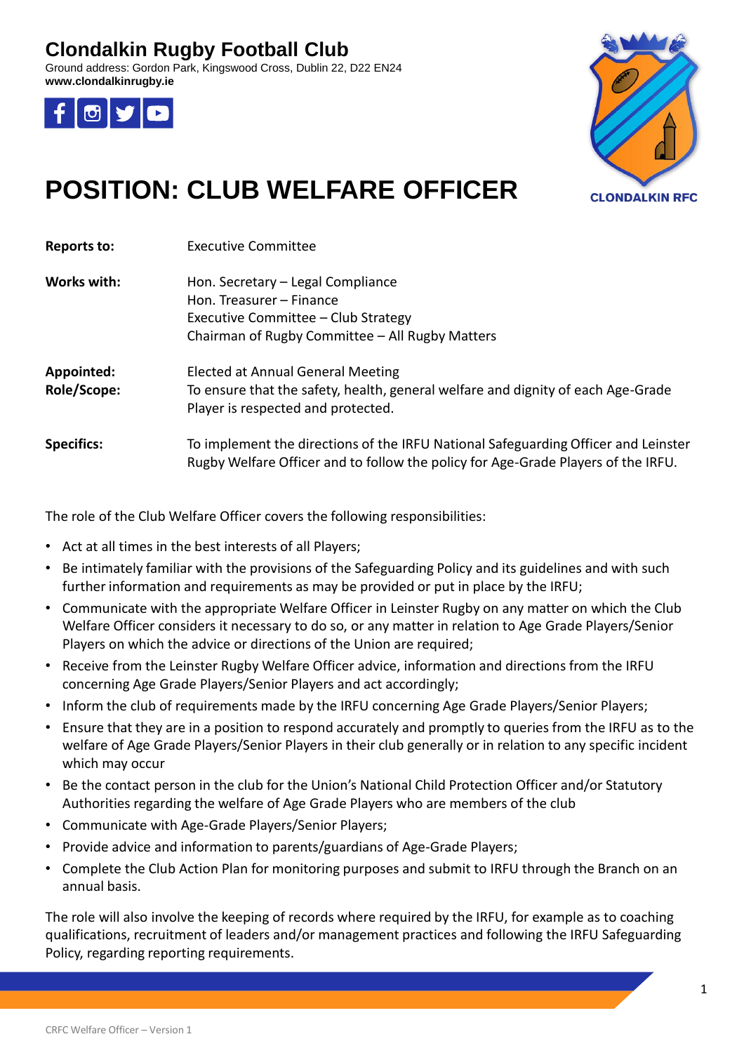# Clondalkin Rugby Football Club

Ground address: Gordon Park, Kingswood Cross, Dublin 22, D22 EN24

**www.clondalkinrugby.ie**

CLONDALKIN RFC

# POSITION: CLUB WELFARE OFFICER

| | |
|---|---|
| **Reports to:** | Executive Committee |
| **Works with:** | Hon. Secretary – Legal Compliance<br>Hon. Treasurer – Finance<br>Executive Committee – Club Strategy<br>Chairman of Rugby Committee – All Rugby Matters |
| **Appointed:** | Elected at Annual General Meeting |
| **Role/Scope:** | To ensure that the safety, health, general welfare and dignity of each Age-Grade Player is respected and protected. |
| **Specifics:** | To implement the directions of the IRFU National Safeguarding Officer and Leinster Rugby Welfare Officer and to follow the policy for Age-Grade Players of the IRFU. |

The role of the Club Welfare Officer covers the following responsibilities:

- Act at all times in the best interests of all Players;
- Be intimately familiar with the provisions of the Safeguarding Policy and its guidelines and with such further information and requirements as may be provided or put in place by the IRFU;
- Communicate with the appropriate Welfare Officer in Leinster Rugby on any matter on which the Club Welfare Officer considers it necessary to do so, or any matter in relation to Age Grade Players/Senior Players on which the advice or directions of the Union are required;
- Receive from the Leinster Rugby Welfare Officer advice, information and directions from the IRFU concerning Age Grade Players/Senior Players and act accordingly;
- Inform the club of requirements made by the IRFU concerning Age Grade Players/Senior Players;
- Ensure that they are in a position to respond accurately and promptly to queries from the IRFU as to the welfare of Age Grade Players/Senior Players in their club generally or in relation to any specific incident which may occur
- Be the contact person in the club for the Union's National Child Protection Officer and/or Statutory Authorities regarding the welfare of Age Grade Players who are members of the club
- Communicate with Age-Grade Players/Senior Players;
- Provide advice and information to parents/guardians of Age-Grade Players;
- Complete the Club Action Plan for monitoring purposes and submit to IRFU through the Branch on an annual basis.

The role will also involve the keeping of records where required by the IRFU, for example as to coaching qualifications, recruitment of leaders and/or management practices and following the IRFU Safeguarding Policy, regarding reporting requirements.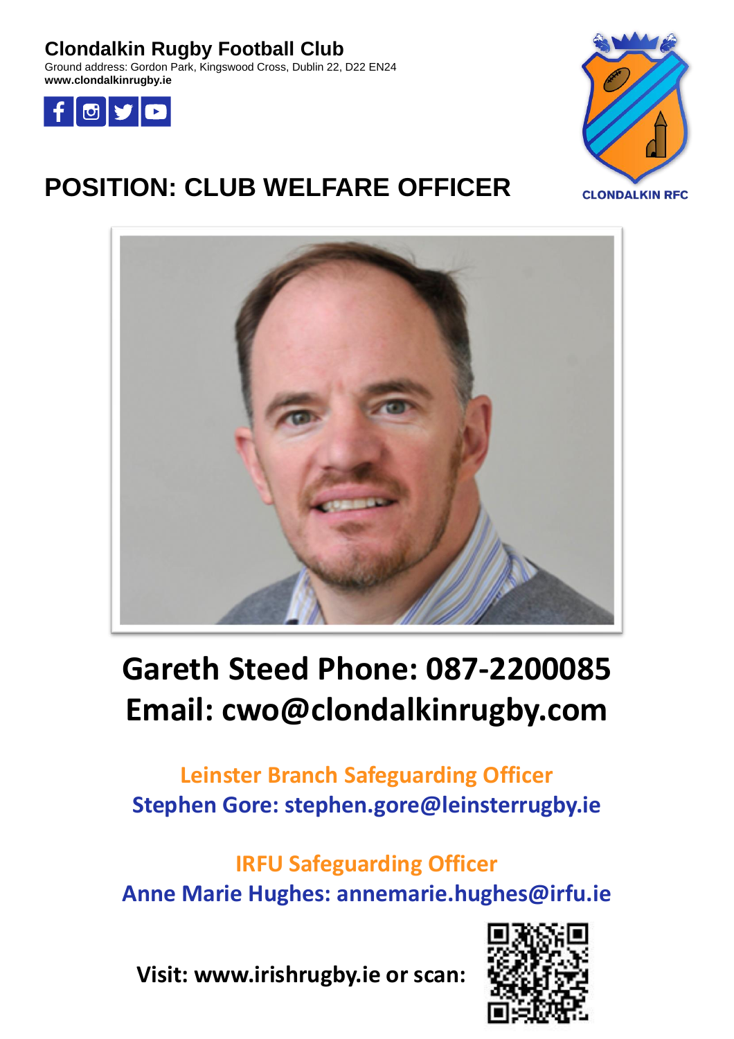**Clondalkin Rugby Football Club**
Ground address: Gordon Park, Kingswood Cross, Dublin 22, D22 EN24
**www.clondalkinrugby.ie**

CLONDALKIN RFC

# POSITION: CLUB WELFARE OFFICER

**Gareth Steed Phone: 087-2200085**
**Email: cwo@clondalkinrugby.com**

**Leinster Branch Safeguarding Officer**
**Stephen Gore: stephen.gore@leinsterrugby.ie**

**IRFU Safeguarding Officer**
**Anne Marie Hughes: annemarie.hughes@irfu.ie**

**Visit: www.irishrugby.ie or scan:**